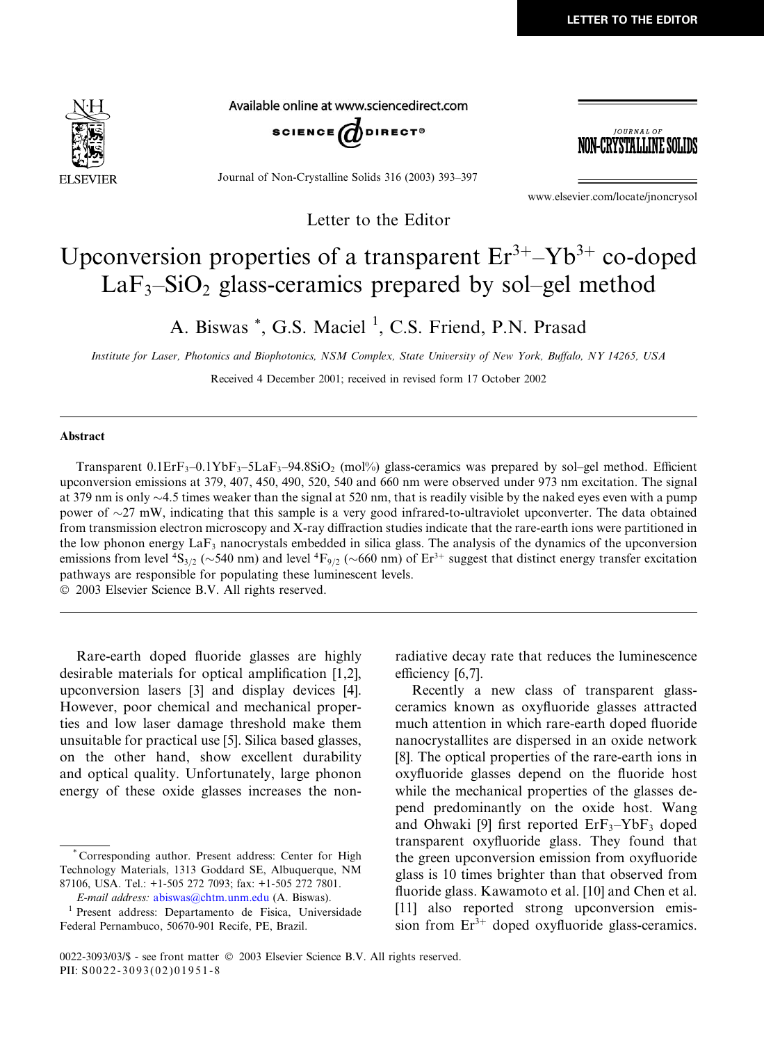Letter to the Editor

# Upconversion properties of a transparent $Er^{3+}$–$Yb^{3+}$ co-doped $LaF_3$–$SiO_2$ glass-ceramics prepared by sol–gel method

A. Biswas *, G.S. Maciel [1], C.S. Friend, P.N. Prasad

*Institute for Laser, Photonics and Biophotonics, NSM Complex, State University of New York, Buffalo, NY 14265, USA*

Received 4 December 2001; received in revised form 17 October 2002

## Abstract

Transparent $0.1ErF_3$–$0.1YbF_3$–$5LaF_3$–$94.8SiO_2$ (mol%) glass-ceramics was prepared by sol–gel method. Efficient upconversion emissions at 379, 407, 450, 490, 520, 540 and 660 nm were observed under 973 nm excitation. The signal at 379 nm is only ~4.5 times weaker than the signal at 520 nm, that is readily visible by the naked eyes even with a pump power of ~27 mW, indicating that this sample is a very good infrared-to-ultraviolet upconverter. The data obtained from transmission electron microscopy and X-ray diffraction studies indicate that the rare-earth ions were partitioned in the low phonon energy $LaF_3$ nanocrystals embedded in silica glass. The analysis of the dynamics of the upconversion emissions from level $^4S_{3/2}$ (~540 nm) and level $^4F_{9/2}$ (~660 nm) of $Er^{3+}$ suggest that distinct energy transfer excitation pathways are responsible for populating these luminescent levels.

© 2003 Elsevier Science B.V. All rights reserved.

Rare-earth doped fluoride glasses are highly desirable materials for optical amplification [1,2], upconversion lasers [3] and display devices [4]. However, poor chemical and mechanical properties and low laser damage threshold make them unsuitable for practical use [5]. Silica based glasses, on the other hand, show excellent durability and optical quality. Unfortunately, large phonon energy of these oxide glasses increases the non-radiative decay rate that reduces the luminescence efficiency [6,7].

Recently a new class of transparent glass-ceramics known as oxyfluoride glasses attracted much attention in which rare-earth doped fluoride nanocrystallites are dispersed in an oxide network [8]. The optical properties of the rare-earth ions in oxyfluoride glasses depend on the fluoride host while the mechanical properties of the glasses depend predominantly on the oxide host. Wang and Ohwaki [9] first reported $ErF_3$–$YbF_3$ doped transparent oxyfluoride glass. They found that the green upconversion emission from oxyfluoride glass is 10 times brighter than that observed from fluoride glass. Kawamoto et al. [10] and Chen et al. [11] also reported strong upconversion emission from $Er^{3+}$ doped oxyfluoride glass-ceramics.

* Corresponding author. Present address: Center for High Technology Materials, 1313 Goddard SE, Albuquerque, NM 87106, USA. Tel.: +1-505 272 7093; fax: +1-505 272 7801.
*E-mail address:* abiswas@chtm.unm.edu (A. Biswas).

[1] Present address: Departamento de Fisica, Universidade Federal Pernambuco, 50670-901 Recife, PE, Brazil.

0022-3093/03/$ - see front matter © 2003 Elsevier Science B.V. All rights reserved.
PII: S0022-3093(02)01951-8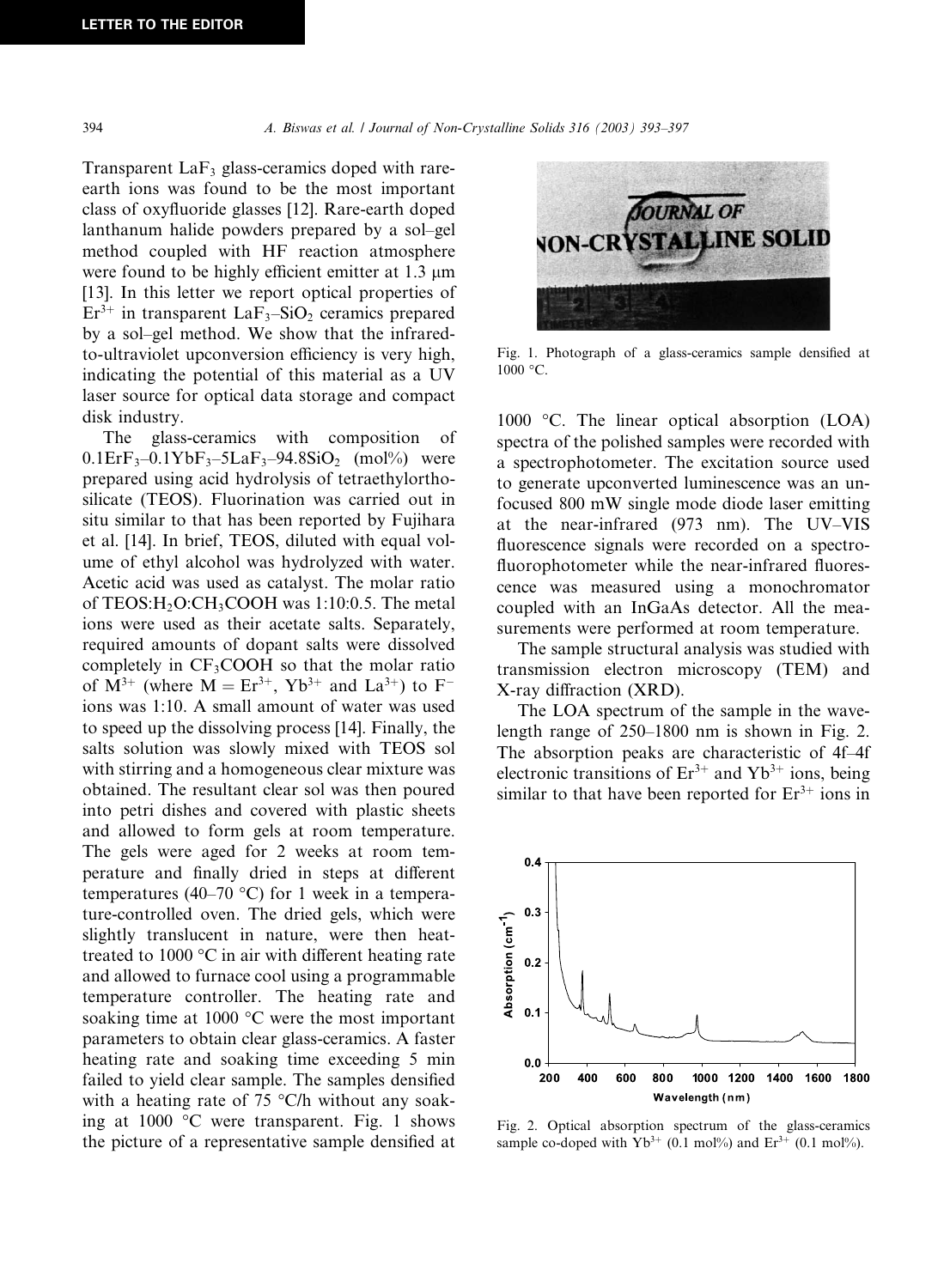Transparent $LaF_3$ glass-ceramics doped with rare-earth ions was found to be the most important class of oxyfluoride glasses [12]. Rare-earth doped lanthanum halide powders prepared by a sol–gel method coupled with HF reaction atmosphere were found to be highly efficient emitter at 1.3 μm [13]. In this letter we report optical properties of $Er^{3+}$ in transparent $LaF_3$–$SiO_2$ ceramics prepared by a sol–gel method. We show that the infrared-to-ultraviolet upconversion efficiency is very high, indicating the potential of this material as a UV laser source for optical data storage and compact disk industry.

The glass-ceramics with composition of $0.1ErF_3$–$0.1YbF_3$–$5LaF_3$–$94.8SiO_2$ (mol%) were prepared using acid hydrolysis of tetraethylorthosilicate (TEOS). Fluorination was carried out in situ similar to that has been reported by Fujihara et al. [14]. In brief, TEOS, diluted with equal volume of ethyl alcohol was hydrolyzed with water. Acetic acid was used as catalyst. The molar ratio of TEOS:$H_2O$:$CH_3COOH$ was 1:10:0.5. The metal ions were used as their acetate salts. Separately, required amounts of dopant salts were dissolved completely in $CF_3COOH$ so that the molar ratio of $M^{3+}$ (where M = $Er^{3+}$, $Yb^{3+}$ and $La^{3+}$) to $F^-$ ions was 1:10. A small amount of water was used to speed up the dissolving process [14]. Finally, the salts solution was slowly mixed with TEOS sol with stirring and a homogeneous clear mixture was obtained. The resultant clear sol was then poured into petri dishes and covered with plastic sheets and allowed to form gels at room temperature. The gels were aged for 2 weeks at room temperature and finally dried in steps at different temperatures (40–70 °C) for 1 week in a temperature-controlled oven. The dried gels, which were slightly translucent in nature, were then heat-treated to 1000 °C in air with different heating rate and allowed to furnace cool using a programmable temperature controller. The heating rate and soaking time at 1000 °C were the most important parameters to obtain clear glass-ceramics. A faster heating rate and soaking time exceeding 5 min failed to yield clear sample. The samples densified with a heating rate of 75 °C/h without any soaking at 1000 °C were transparent. Fig. 1 shows the picture of a representative sample densified at 1000 °C. The linear optical absorption (LOA) spectra of the polished samples were recorded with a spectrophotometer. The excitation source used to generate upconverted luminescence was an unfocused 800 mW single mode diode laser emitting at the near-infrared (973 nm). The UV–VIS fluorescence signals were recorded on a spectrofluorophotometer while the near-infrared fluorescence was measured using a monochromator coupled with an InGaAs detector. All the measurements were performed at room temperature.

Fig. 1. Photograph of a glass-ceramics sample densified at 1000 °C.

The sample structural analysis was studied with transmission electron microscopy (TEM) and X-ray diffraction (XRD).

The LOA spectrum of the sample in the wavelength range of 250–1800 nm is shown in Fig. 2. The absorption peaks are characteristic of 4f–4f electronic transitions of $Er^{3+}$ and $Yb^{3+}$ ions, being similar to that have been reported for $Er^{3+}$ ions in

Fig. 2. Optical absorption spectrum of the glass-ceramics sample co-doped with $Yb^{3+}$ (0.1 mol%) and $Er^{3+}$ (0.1 mol%).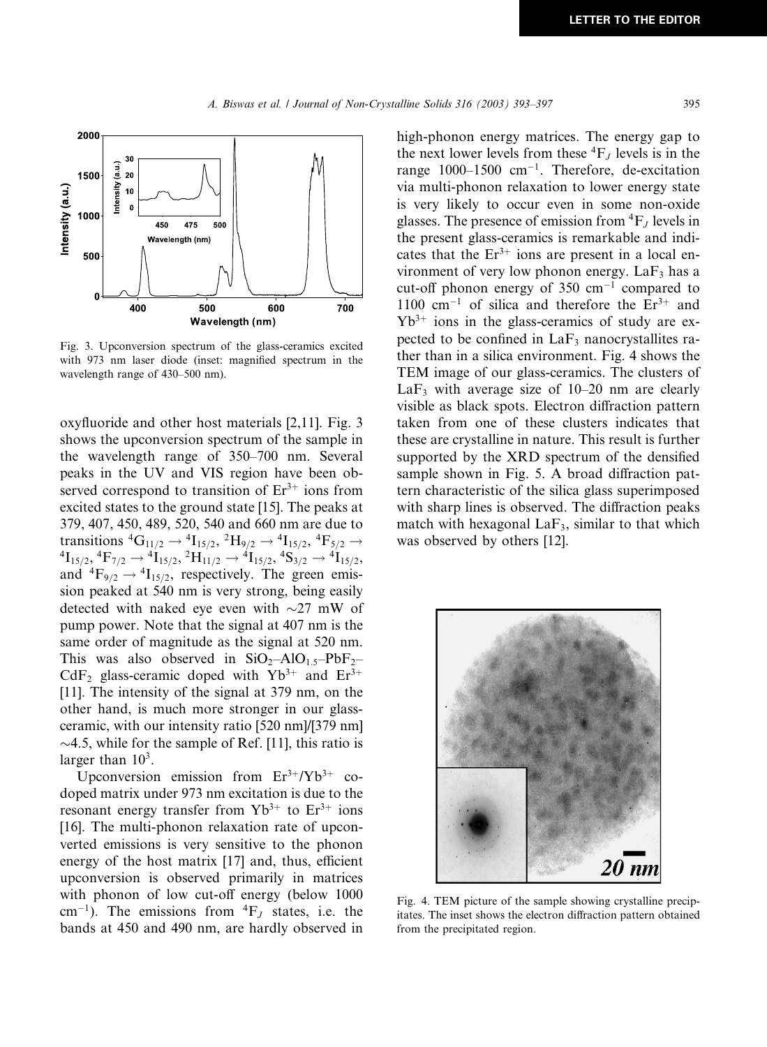Fig. 3. Upconversion spectrum of the glass-ceramics excited with 973 nm laser diode (inset: magnified spectrum in the wavelength range of 430–500 nm).

oxyfluoride and other host materials [2,11]. Fig. 3 shows the upconversion spectrum of the sample in the wavelength range of 350–700 nm. Several peaks in the UV and VIS region have been observed correspond to transition of $Er^{3+}$ ions from excited states to the ground state [15]. The peaks at 379, 407, 450, 489, 520, 540 and 660 nm are due to transitions ${}^4G_{11/2} \rightarrow {}^4I_{15/2}$, ${}^2H_{9/2} \rightarrow {}^4I_{15/2}$, ${}^4F_{5/2} \rightarrow {}^4I_{15/2}$, ${}^4F_{7/2} \rightarrow {}^4I_{15/2}$, ${}^2H_{11/2} \rightarrow {}^4I_{15/2}$, ${}^4S_{3/2} \rightarrow {}^4I_{15/2}$, and ${}^4F_{9/2} \rightarrow {}^4I_{15/2}$, respectively. The green emission peaked at 540 nm is very strong, being easily detected with naked eye even with ~27 mW of pump power. Note that the signal at 407 nm is the same order of magnitude as the signal at 520 nm. This was also observed in $SiO_2$–$AlO_{1.5}$–$PbF_2$–$CdF_2$ glass-ceramic doped with $Yb^{3+}$ and $Er^{3+}$ [11]. The intensity of the signal at 379 nm, on the other hand, is much more stronger in our glass-ceramic, with our intensity ratio [520 nm]/[379 nm] ~4.5, while for the sample of Ref. [11], this ratio is larger than $10^3$.

Upconversion emission from $Er^{3+}/Yb^{3+}$ co-doped matrix under 973 nm excitation is due to the resonant energy transfer from $Yb^{3+}$ to $Er^{3+}$ ions [16]. The multi-phonon relaxation rate of upconverted emissions is very sensitive to the phonon energy of the host matrix [17] and, thus, efficient upconversion is observed primarily in matrices with phonon of low cut-off energy (below 1000 $cm^{-1}$). The emissions from ${}^4F_J$ states, i.e. the bands at 450 and 490 nm, are hardly observed in high-phonon energy matrices. The energy gap to the next lower levels from these ${}^4F_J$ levels is in the range 1000–1500 $cm^{-1}$. Therefore, de-excitation via multi-phonon relaxation to lower energy state is very likely to occur even in some non-oxide glasses. The presence of emission from ${}^4F_J$ levels in the present glass-ceramics is remarkable and indicates that the $Er^{3+}$ ions are present in a local environment of very low phonon energy. $LaF_3$ has a cut-off phonon energy of 350 $cm^{-1}$ compared to 1100 $cm^{-1}$ of silica and therefore the $Er^{3+}$ and $Yb^{3+}$ ions in the glass-ceramics of study are expected to be confined in $LaF_3$ nanocrystallites rather than in a silica environment. Fig. 4 shows the TEM image of our glass-ceramics. The clusters of $LaF_3$ with average size of 10–20 nm are clearly visible as black spots. Electron diffraction pattern taken from one of these clusters indicates that these are crystalline in nature. This result is further supported by the XRD spectrum of the densified sample shown in Fig. 5. A broad diffraction pattern characteristic of the silica glass superimposed with sharp lines is observed. The diffraction peaks match with hexagonal $LaF_3$, similar to that which was observed by others [12].

Fig. 4. TEM picture of the sample showing crystalline precipitates. The inset shows the electron diffraction pattern obtained from the precipitated region.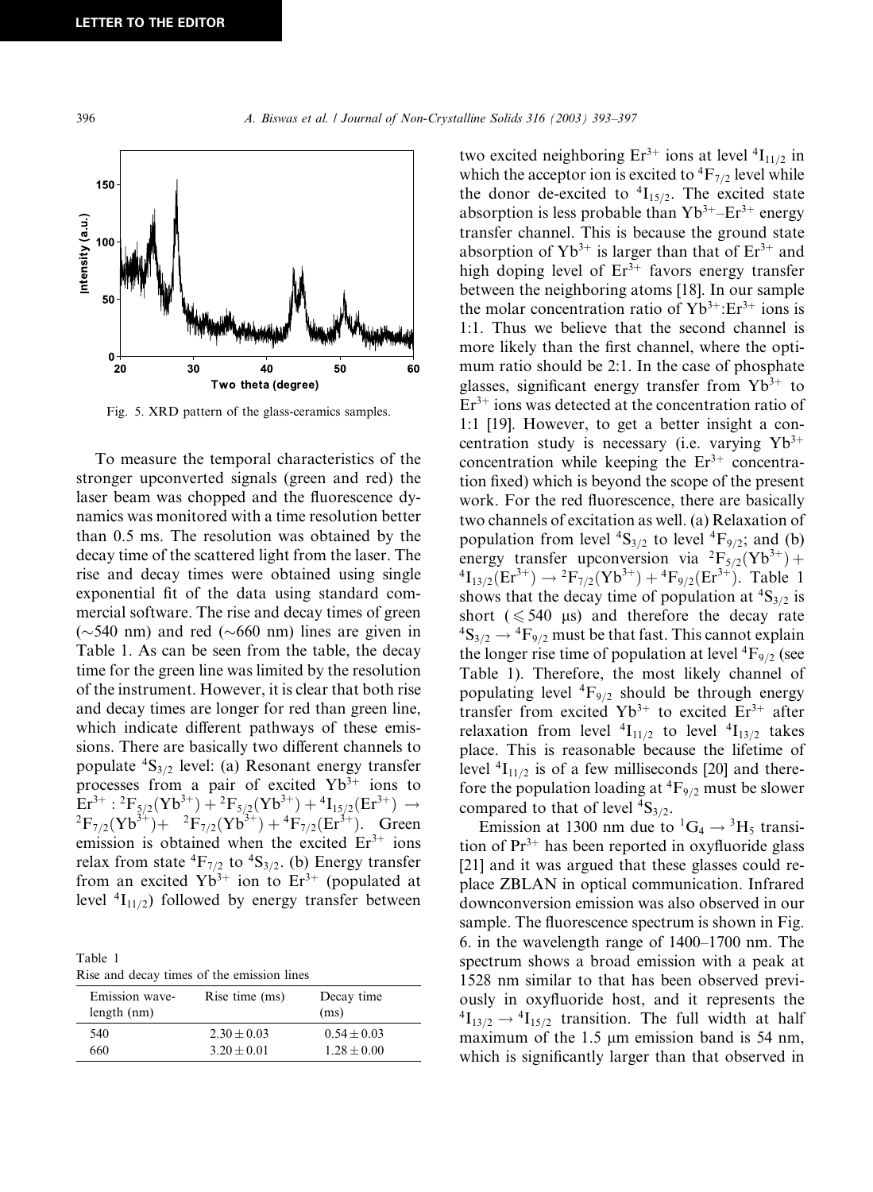Fig. 5. XRD pattern of the glass-ceramics samples.

To measure the temporal characteristics of the stronger upconverted signals (green and red) the laser beam was chopped and the fluorescence dynamics was monitored with a time resolution better than 0.5 ms. The resolution was obtained by the decay time of the scattered light from the laser. The rise and decay times were obtained using single exponential fit of the data using standard commercial software. The rise and decay times of green (~540 nm) and red (~660 nm) lines are given in Table 1. As can be seen from the table, the decay time for the green line was limited by the resolution of the instrument. However, it is clear that both rise and decay times are longer for red than green line, which indicate different pathways of these emissions. There are basically two different channels to populate $^4S_{3/2}$ level: (a) Resonant energy transfer processes from a pair of excited $Yb^{3+}$ ions to $Er^{3+}$ : $^2F_{5/2}(Yb^{3+}) + {}^2F_{5/2}(Yb^{3+}) + {}^4I_{15/2}(Er^{3+}) \rightarrow {}^2F_{7/2}(Yb^{3+}) + {}^2F_{7/2}(Yb^{3+}) + {}^4F_{7/2}(Er^{3+})$. Green emission is obtained when the excited $Er^{3+}$ ions relax from state $^4F_{7/2}$ to $^4S_{3/2}$. (b) Energy transfer from an excited $Yb^{3+}$ ion to $Er^{3+}$ (populated at level $^4I_{11/2}$) followed by energy transfer between two excited neighboring $Er^{3+}$ ions at level $^4I_{11/2}$ in which the acceptor ion is excited to $^4F_{7/2}$ level while the donor de-excited to $^4I_{15/2}$. The excited state absorption is less probable than $Yb^{3+}$–$Er^{3+}$ energy transfer channel. This is because the ground state absorption of $Yb^{3+}$ is larger than that of $Er^{3+}$ and high doping level of $Er^{3+}$ favors energy transfer between the neighboring atoms [18]. In our sample the molar concentration ratio of $Yb^{3+}$:$Er^{3+}$ ions is 1:1. Thus we believe that the second channel is more likely than the first channel, where the optimum ratio should be 2:1. In the case of phosphate glasses, significant energy transfer from $Yb^{3+}$ to $Er^{3+}$ ions was detected at the concentration ratio of 1:1 [19]. However, to get a better insight a concentration study is necessary (i.e. varying $Yb^{3+}$ concentration while keeping the $Er^{3+}$ concentration fixed) which is beyond the scope of the present work. For the red fluorescence, there are basically two channels of excitation as well. (a) Relaxation of population from level $^4S_{3/2}$ to level $^4F_{9/2}$; and (b) energy transfer upconversion via $^2F_{5/2}(Yb^{3+}) + {}^4I_{13/2}(Er^{3+}) \rightarrow {}^2F_{7/2}(Yb^{3+}) + {}^4F_{9/2}(Er^{3+})$. Table 1 shows that the decay time of population at $^4S_{3/2}$ is short ($\leqslant 540$ μs) and therefore the decay rate $^4S_{3/2} \rightarrow {}^4F_{9/2}$ must be that fast. This cannot explain the longer rise time of population at level $^4F_{9/2}$ (see Table 1). Therefore, the most likely channel of populating level $^4F_{9/2}$ should be through energy transfer from excited $Yb^{3+}$ to excited $Er^{3+}$ after relaxation from level $^4I_{11/2}$ to level $^4I_{13/2}$ takes place. This is reasonable because the lifetime of level $^4I_{11/2}$ is of a few milliseconds [20] and therefore the population loading at $^4F_{9/2}$ must be slower compared to that of level $^4S_{3/2}$.

Table 1
Rise and decay times of the emission lines

| Emission wavelength (nm) | Rise time (ms) | Decay time (ms) |
|---|---|---|
| 540 | $2.30 \pm 0.03$ | $0.54 \pm 0.03$ |
| 660 | $3.20 \pm 0.01$ | $1.28 \pm 0.00$ |

Emission at 1300 nm due to $^1G_4 \rightarrow {}^3H_5$ transition of $Pr^{3+}$ has been reported in oxyfluoride glass [21] and it was argued that these glasses could replace ZBLAN in optical communication. Infrared downconversion emission was also observed in our sample. The fluorescence spectrum is shown in Fig. 6. in the wavelength range of 1400–1700 nm. The spectrum shows a broad emission with a peak at 1528 nm similar to that has been observed previously in oxyfluoride host, and it represents the $^4I_{13/2} \rightarrow {}^4I_{15/2}$ transition. The full width at half maximum of the 1.5 μm emission band is 54 nm, which is significantly larger than that observed in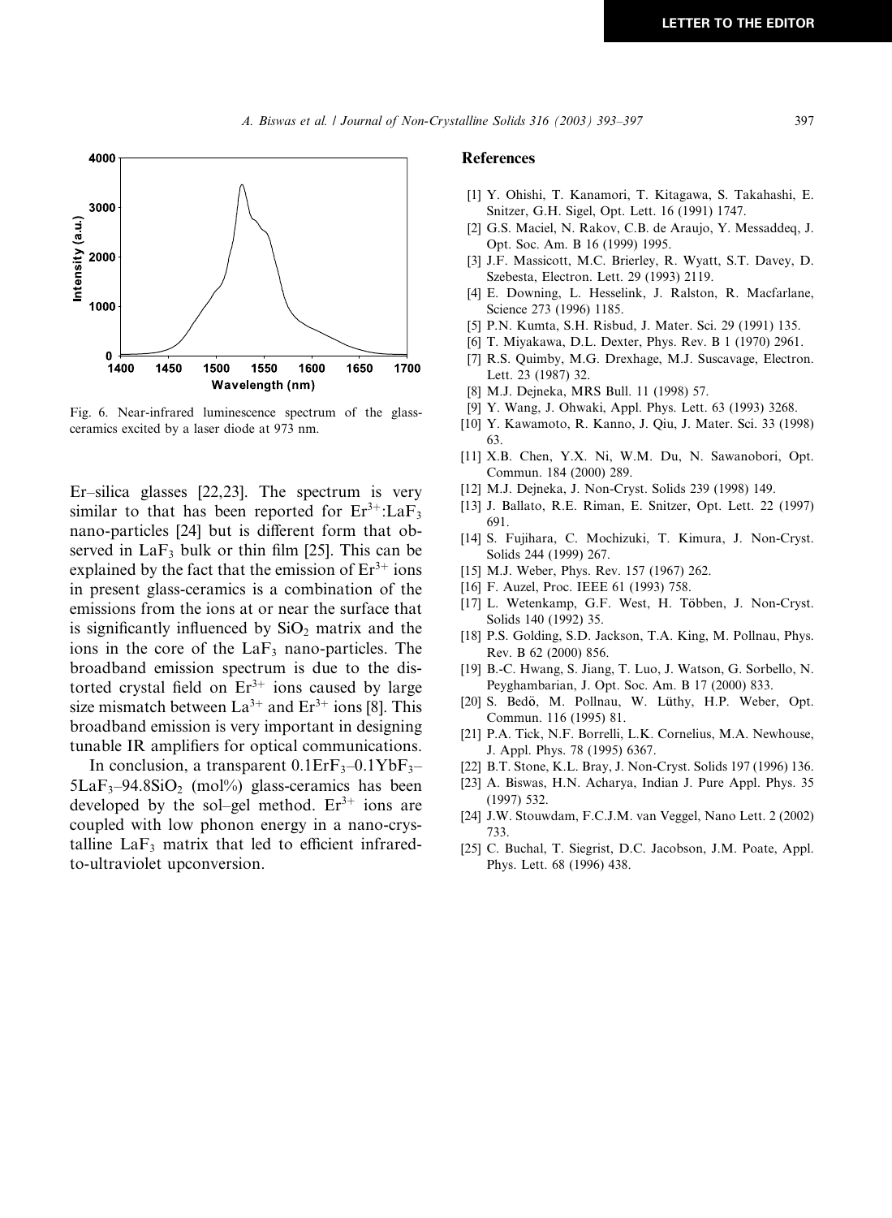4000
3000
2000
1000
0
Intensity (a.u.)
1400 1450 1500 1550 1600 1650 1700
Wavelength (nm)

Fig. 6. Near-infrared luminescence spectrum of the glass-ceramics excited by a laser diode at 973 nm.

Er–silica glasses [22,23]. The spectrum is very similar to that has been reported for $Er^{3+}$:$LaF_3$ nano-particles [24] but is different form that observed in $LaF_3$ bulk or thin film [25]. This can be explained by the fact that the emission of $Er^{3+}$ ions in present glass-ceramics is a combination of the emissions from the ions at or near the surface that is significantly influenced by $SiO_2$ matrix and the ions in the core of the $LaF_3$ nano-particles. The broadband emission spectrum is due to the distorted crystal field on $Er^{3+}$ ions caused by large size mismatch between $La^{3+}$ and $Er^{3+}$ ions [8]. This broadband emission is very important in designing tunable IR amplifiers for optical communications.

In conclusion, a transparent $0.1ErF_3$–$0.1YbF_3$–$5LaF_3$–$94.8SiO_2$ (mol%) glass-ceramics has been developed by the sol–gel method. $Er^{3+}$ ions are coupled with low phonon energy in a nano-crystalline $LaF_3$ matrix that led to efficient infrared-to-ultraviolet upconversion.

## References

[1] Y. Ohishi, T. Kanamori, T. Kitagawa, S. Takahashi, E. Snitzer, G.H. Sigel, Opt. Lett. 16 (1991) 1747.

[2] G.S. Maciel, N. Rakov, C.B. de Araujo, Y. Messaddeq, J. Opt. Soc. Am. B 16 (1999) 1995.

[3] J.F. Massicott, M.C. Brierley, R. Wyatt, S.T. Davey, D. Szebesta, Electron. Lett. 29 (1993) 2119.

[4] E. Downing, L. Hesselink, J. Ralston, R. Macfarlane, Science 273 (1996) 1185.

[5] P.N. Kumta, S.H. Risbud, J. Mater. Sci. 29 (1991) 135.

[6] T. Miyakawa, D.L. Dexter, Phys. Rev. B 1 (1970) 2961.

[7] R.S. Quimby, M.G. Drexhage, M.J. Suscavage, Electron. Lett. 23 (1987) 32.

[8] M.J. Dejneka, MRS Bull. 11 (1998) 57.

[9] Y. Wang, J. Ohwaki, Appl. Phys. Lett. 63 (1993) 3268.

[10] Y. Kawamoto, R. Kanno, J. Qiu, J. Mater. Sci. 33 (1998) 63.

[11] X.B. Chen, Y.X. Ni, W.M. Du, N. Sawanobori, Opt. Commun. 184 (2000) 289.

[12] M.J. Dejneka, J. Non-Cryst. Solids 239 (1998) 149.

[13] J. Ballato, R.E. Riman, E. Snitzer, Opt. Lett. 22 (1997) 691.

[14] S. Fujihara, C. Mochizuki, T. Kimura, J. Non-Cryst. Solids 244 (1999) 267.

[15] M.J. Weber, Phys. Rev. 157 (1967) 262.

[16] F. Auzel, Proc. IEEE 61 (1993) 758.

[17] L. Wetenkamp, G.F. West, H. Többen, J. Non-Cryst. Solids 140 (1992) 35.

[18] P.S. Golding, S.D. Jackson, T.A. King, M. Pollnau, Phys. Rev. B 62 (2000) 856.

[19] B.-C. Hwang, S. Jiang, T. Luo, J. Watson, G. Sorbello, N. Peyghambarian, J. Opt. Soc. Am. B 17 (2000) 833.

[20] S. Bedö, M. Pollnau, W. Lüthy, H.P. Weber, Opt. Commun. 116 (1995) 81.

[21] P.A. Tick, N.F. Borrelli, L.K. Cornelius, M.A. Newhouse, J. Appl. Phys. 78 (1995) 6367.

[22] B.T. Stone, K.L. Bray, J. Non-Cryst. Solids 197 (1996) 136.

[23] A. Biswas, H.N. Acharya, Indian J. Pure Appl. Phys. 35 (1997) 532.

[24] J.W. Stouwdam, F.C.J.M. van Veggel, Nano Lett. 2 (2002) 733.

[25] C. Buchal, T. Siegrist, D.C. Jacobson, J.M. Poate, Appl. Phys. Lett. 68 (1996) 438.